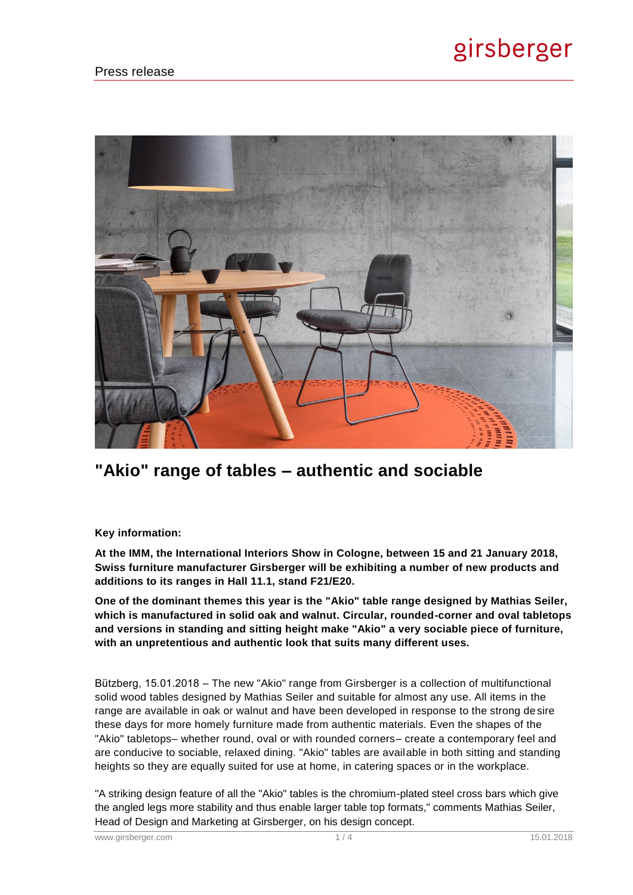Press release

# "Akio" range of tables – authentic and sociable

**Key information:**

**At the IMM, the International Interiors Show in Cologne, between 15 and 21 January 2018, Swiss furniture manufacturer Girsberger will be exhibiting a number of new products and additions to its ranges in Hall 11.1, stand F21/E20.**

**One of the dominant themes this year is the "Akio" table range designed by Mathias Seiler, which is manufactured in solid oak and walnut. Circular, rounded-corner and oval tabletops and versions in standing and sitting height make "Akio" a very sociable piece of furniture, with an unpretentious and authentic look that suits many different uses.**

Bützberg, 15.01.2018 – The new "Akio" range from Girsberger is a collection of multifunctional solid wood tables designed by Mathias Seiler and suitable for almost any use. All items in the range are available in oak or walnut and have been developed in response to the strong desire these days for more homely furniture made from authentic materials. Even the shapes of the "Akio" tabletops– whether round, oval or with rounded corners– create a contemporary feel and are conducive to sociable, relaxed dining. "Akio" tables are available in both sitting and standing heights so they are equally suited for use at home, in catering spaces or in the workplace.

"A striking design feature of all the "Akio" tables is the chromium-plated steel cross bars which give the angled legs more stability and thus enable larger table top formats," comments Mathias Seiler, Head of Design and Marketing at Girsberger, on his design concept.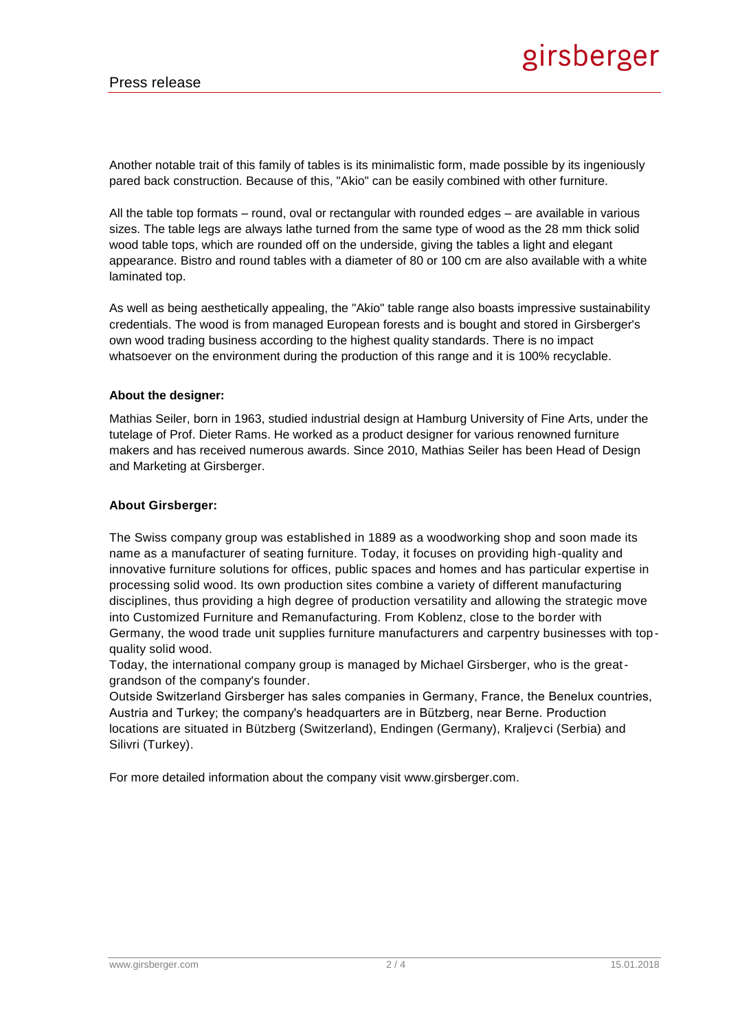Another notable trait of this family of tables is its minimalistic form, made possible by its ingeniously pared back construction. Because of this, "Akio" can be easily combined with other furniture.

All the table top formats – round, oval or rectangular with rounded edges – are available in various sizes. The table legs are always lathe turned from the same type of wood as the 28 mm thick solid wood table tops, which are rounded off on the underside, giving the tables a light and elegant appearance. Bistro and round tables with a diameter of 80 or 100 cm are also available with a white laminated top.

As well as being aesthetically appealing, the "Akio" table range also boasts impressive sustainability credentials. The wood is from managed European forests and is bought and stored in Girsberger's own wood trading business according to the highest quality standards. There is no impact whatsoever on the environment during the production of this range and it is 100% recyclable.

**About the designer:**

Mathias Seiler, born in 1963, studied industrial design at Hamburg University of Fine Arts, under the tutelage of Prof. Dieter Rams. He worked as a product designer for various renowned furniture makers and has received numerous awards. Since 2010, Mathias Seiler has been Head of Design and Marketing at Girsberger.

**About Girsberger:**

The Swiss company group was established in 1889 as a woodworking shop and soon made its name as a manufacturer of seating furniture. Today, it focuses on providing high-quality and innovative furniture solutions for offices, public spaces and homes and has particular expertise in processing solid wood. Its own production sites combine a variety of different manufacturing disciplines, thus providing a high degree of production versatility and allowing the strategic move into Customized Furniture and Remanufacturing. From Koblenz, close to the border with Germany, the wood trade unit supplies furniture manufacturers and carpentry businesses with top-quality solid wood.
Today, the international company group is managed by Michael Girsberger, who is the great-grandson of the company's founder.
Outside Switzerland Girsberger has sales companies in Germany, France, the Benelux countries, Austria and Turkey; the company's headquarters are in Bützberg, near Berne. Production locations are situated in Bützberg (Switzerland), Endingen (Germany), Kraljevci (Serbia) and Silivri (Turkey).

For more detailed information about the company visit www.girsberger.com.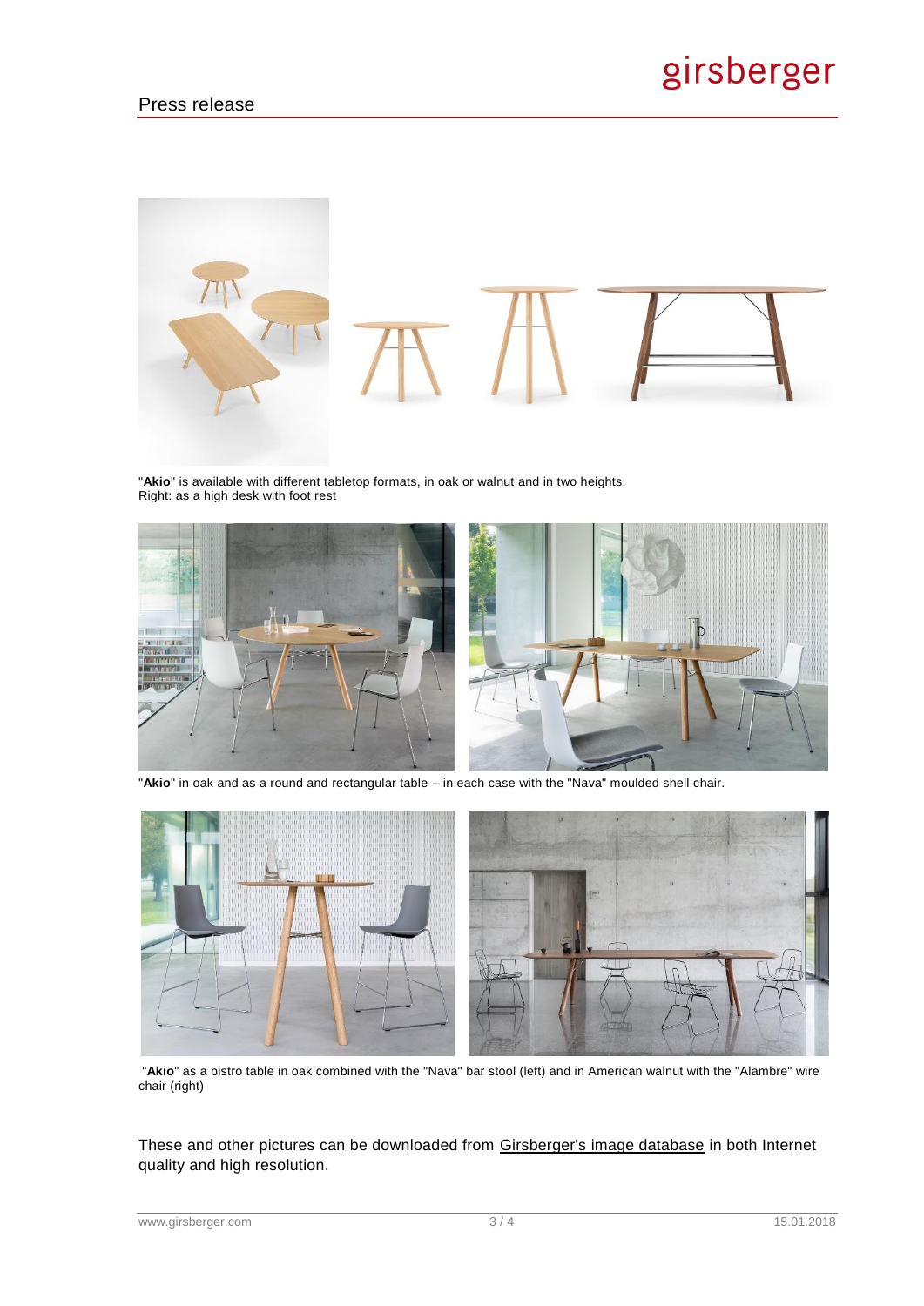"**Akio**" is available with different tabletop formats, in oak or walnut and in two heights.
Right: as a high desk with foot rest

"**Akio**" in oak and as a round and rectangular table – in each case with the "Nava" moulded shell chair.

"**Akio**" as a bistro table in oak combined with the "Nava" bar stool (left) and in American walnut with the "Alambre" wire chair (right)

These and other pictures can be downloaded from Girsberger's image database in both Internet quality and high resolution.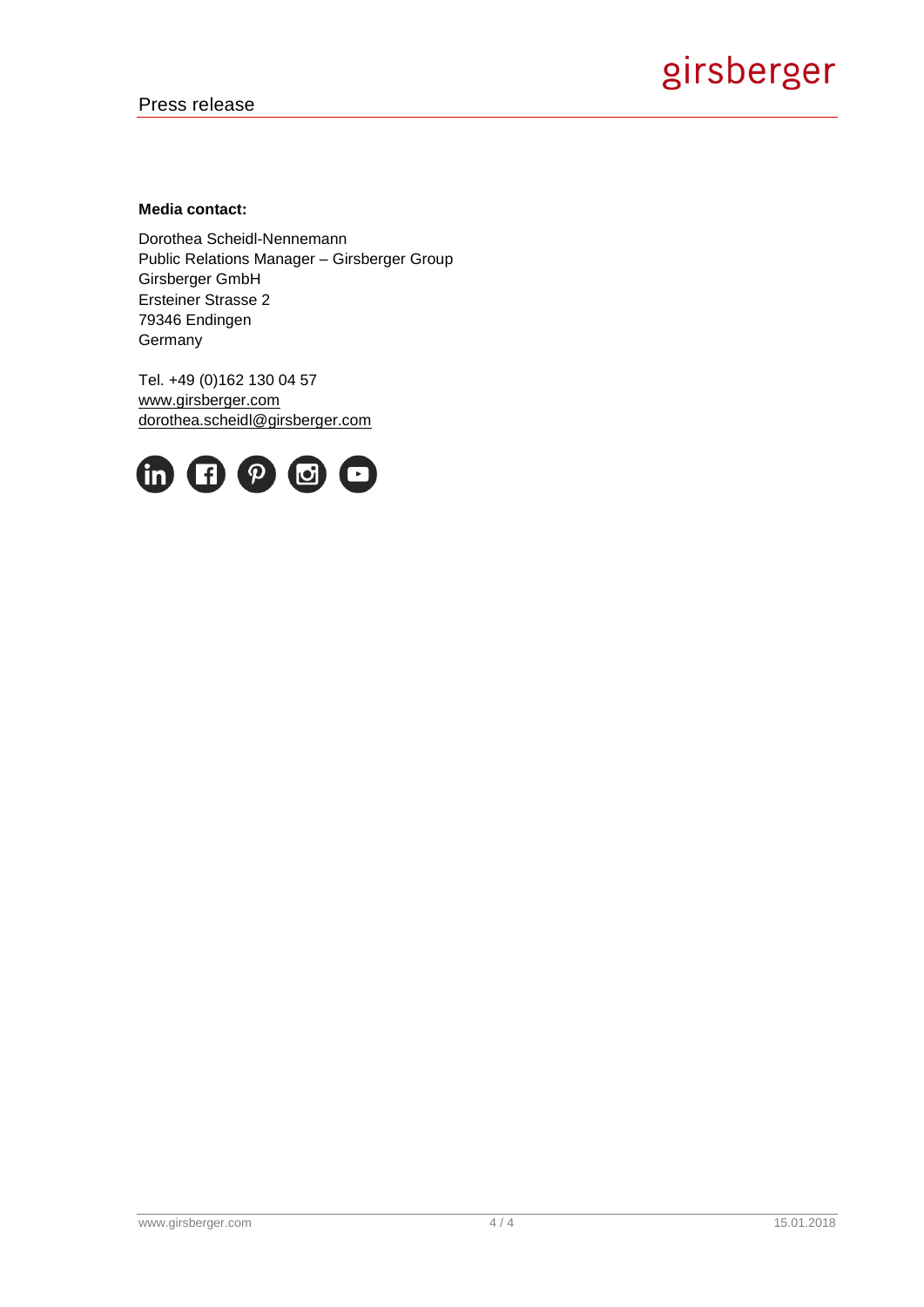**Media contact:**

Dorothea Scheidl-Nennemann
Public Relations Manager – Girsberger Group
Girsberger GmbH
Ersteiner Strasse 2
79346 Endingen
Germany

Tel. +49 (0)162 130 04 57
www.girsberger.com
dorothea.scheidl@girsberger.com